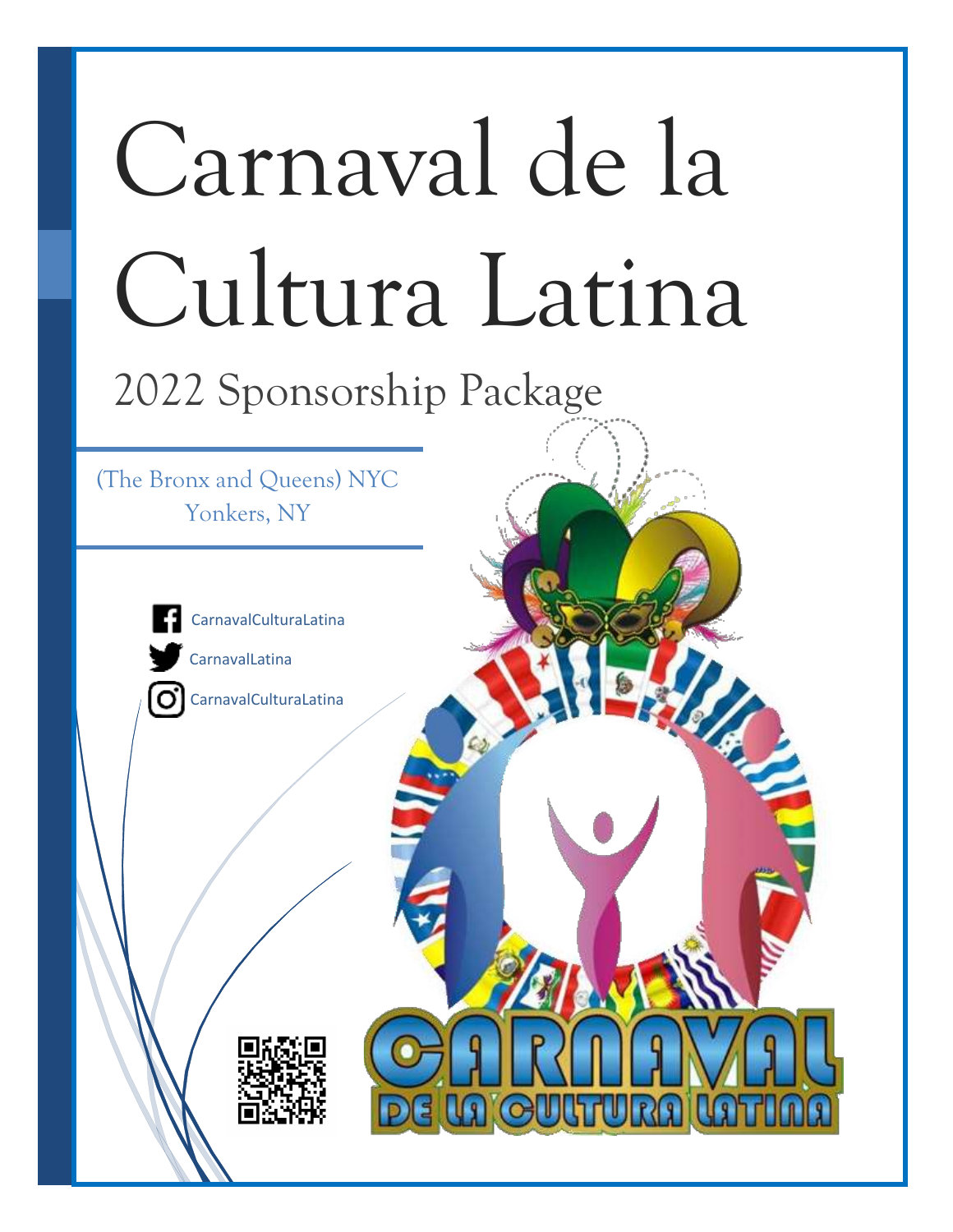# Carnaval de la Cultura Latina

## 2022 Sponsorship Package

(The Bronx and Queens) NYC
Yonkers, NY

CarnavalCulturaLatina

CarnavalLatina

CarnavalCulturaLatina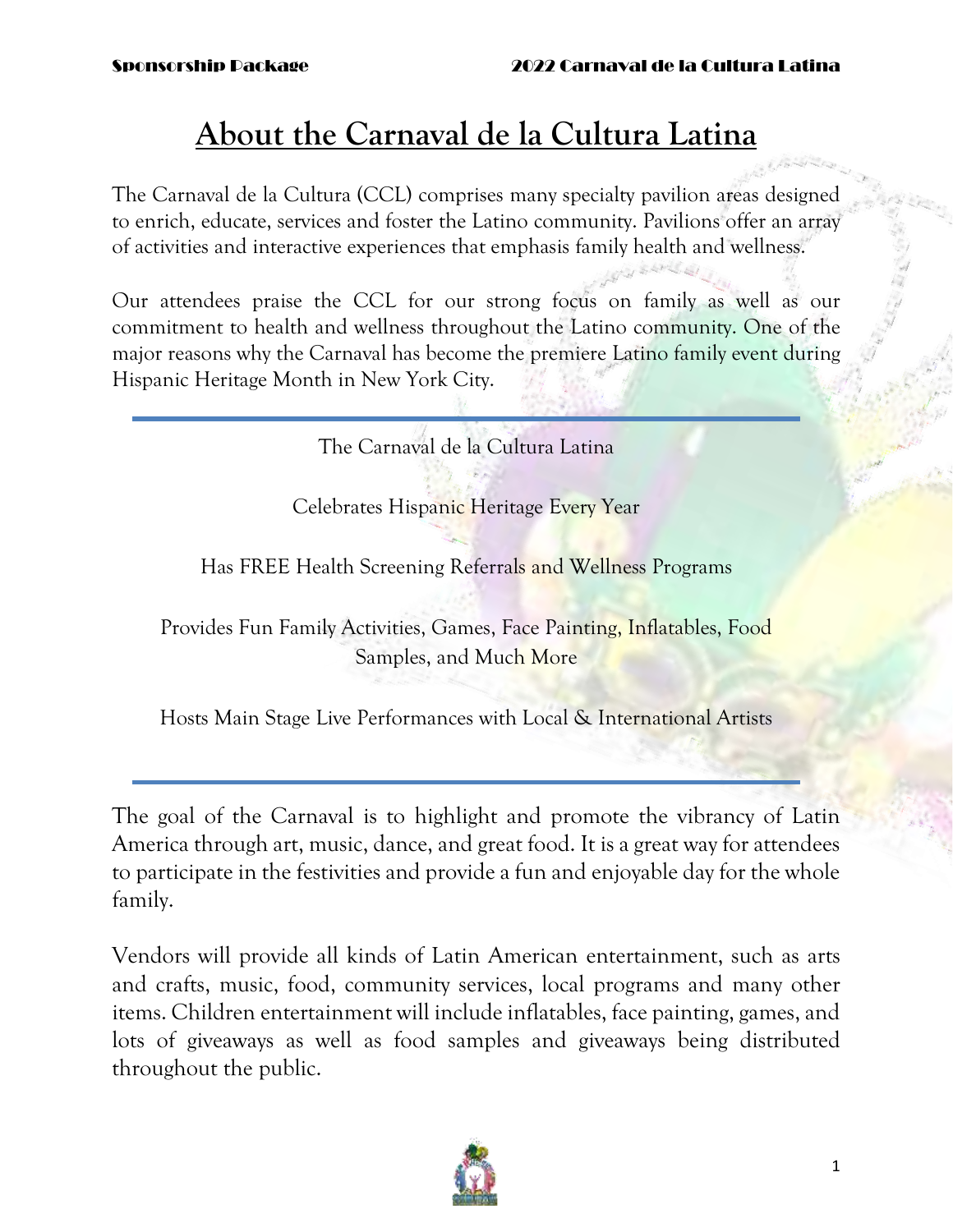# About the Carnaval de la Cultura Latina

The Carnaval de la Cultura (CCL) comprises many specialty pavilion areas designed to enrich, educate, services and foster the Latino community. Pavilions offer an array of activities and interactive experiences that emphasis family health and wellness.

Our attendees praise the CCL for our strong focus on family as well as our commitment to health and wellness throughout the Latino community. One of the major reasons why the Carnaval has become the premiere Latino family event during Hispanic Heritage Month in New York City.

---

The Carnaval de la Cultura Latina

Celebrates Hispanic Heritage Every Year

Has FREE Health Screening Referrals and Wellness Programs

Provides Fun Family Activities, Games, Face Painting, Inflatables, Food Samples, and Much More

Hosts Main Stage Live Performances with Local & International Artists

---

The goal of the Carnaval is to highlight and promote the vibrancy of Latin America through art, music, dance, and great food. It is a great way for attendees to participate in the festivities and provide a fun and enjoyable day for the whole family.

Vendors will provide all kinds of Latin American entertainment, such as arts and crafts, music, food, community services, local programs and many other items. Children entertainment will include inflatables, face painting, games, and lots of giveaways as well as food samples and giveaways being distributed throughout the public.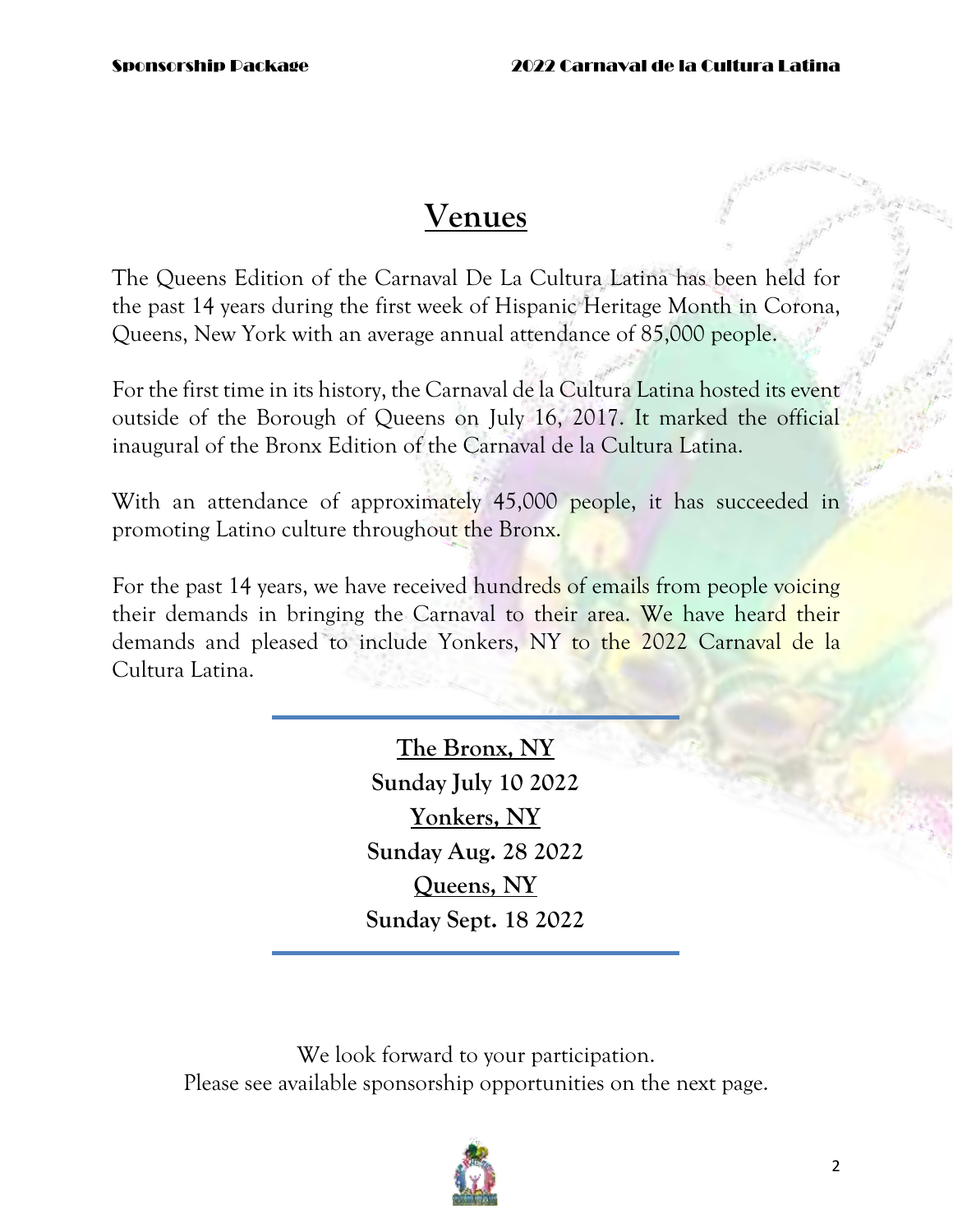# Venues

The Queens Edition of the Carnaval De La Cultura Latina has been held for the past 14 years during the first week of Hispanic Heritage Month in Corona, Queens, New York with an average annual attendance of 85,000 people.

For the first time in its history, the Carnaval de la Cultura Latina hosted its event outside of the Borough of Queens on July 16, 2017. It marked the official inaugural of the Bronx Edition of the Carnaval de la Cultura Latina.

With an attendance of approximately 45,000 people, it has succeeded in promoting Latino culture throughout the Bronx.

For the past 14 years, we have received hundreds of emails from people voicing their demands in bringing the Carnaval to their area. We have heard their demands and pleased to include Yonkers, NY to the 2022 Carnaval de la Cultura Latina.

---

**The Bronx, NY**
**Sunday July 10 2022**
**Yonkers, NY**
**Sunday Aug. 28 2022**
**Queens, NY**
**Sunday Sept. 18 2022**

---

We look forward to your participation.
Please see available sponsorship opportunities on the next page.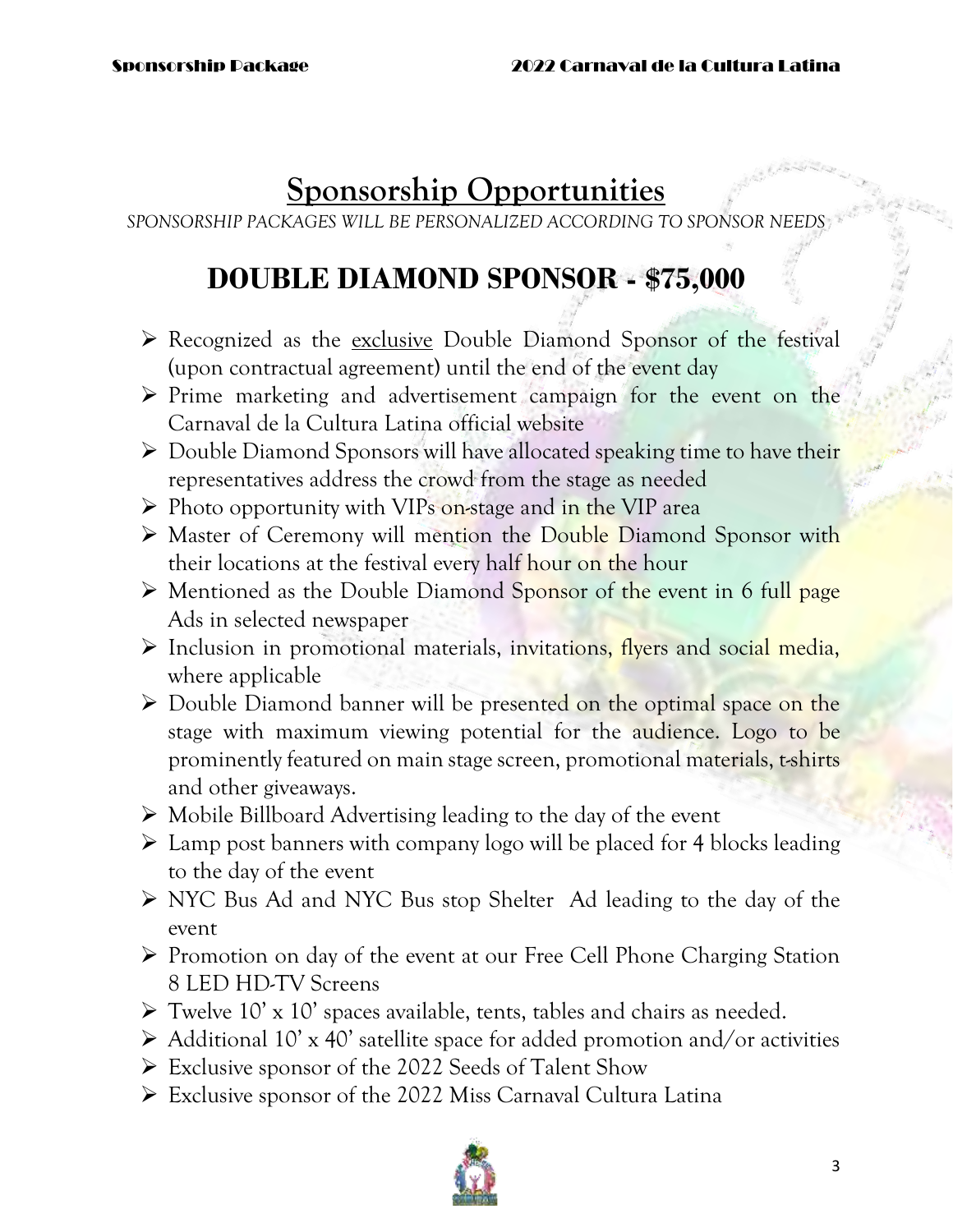# Sponsorship Opportunities

*SPONSORSHIP PACKAGES WILL BE PERSONALIZED ACCORDING TO SPONSOR NEEDS*

## DOUBLE DIAMOND SPONSOR - $75,000

- Recognized as the exclusive Double Diamond Sponsor of the festival (upon contractual agreement) until the end of the event day
- Prime marketing and advertisement campaign for the event on the Carnaval de la Cultura Latina official website
- Double Diamond Sponsors will have allocated speaking time to have their representatives address the crowd from the stage as needed
- Photo opportunity with VIPs on-stage and in the VIP area
- Master of Ceremony will mention the Double Diamond Sponsor with their locations at the festival every half hour on the hour
- Mentioned as the Double Diamond Sponsor of the event in 6 full page Ads in selected newspaper
- Inclusion in promotional materials, invitations, flyers and social media, where applicable
- Double Diamond banner will be presented on the optimal space on the stage with maximum viewing potential for the audience. Logo to be prominently featured on main stage screen, promotional materials, t-shirts and other giveaways.
- Mobile Billboard Advertising leading to the day of the event
- Lamp post banners with company logo will be placed for 4 blocks leading to the day of the event
- NYC Bus Ad and NYC Bus stop Shelter Ad leading to the day of the event
- Promotion on day of the event at our Free Cell Phone Charging Station 8 LED HD-TV Screens
- Twelve 10' x 10' spaces available, tents, tables and chairs as needed.
- Additional 10' x 40' satellite space for added promotion and/or activities
- Exclusive sponsor of the 2022 Seeds of Talent Show
- Exclusive sponsor of the 2022 Miss Carnaval Cultura Latina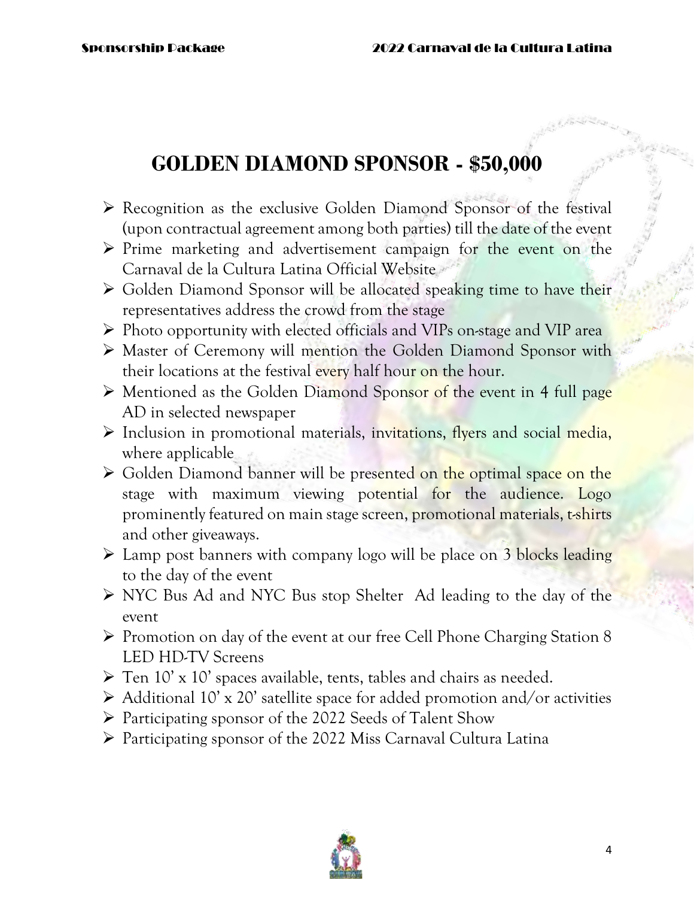# GOLDEN DIAMOND SPONSOR - $50,000

- Recognition as the exclusive Golden Diamond Sponsor of the festival (upon contractual agreement among both parties) till the date of the event
- Prime marketing and advertisement campaign for the event on the Carnaval de la Cultura Latina Official Website
- Golden Diamond Sponsor will be allocated speaking time to have their representatives address the crowd from the stage
- Photo opportunity with elected officials and VIPs on-stage and VIP area
- Master of Ceremony will mention the Golden Diamond Sponsor with their locations at the festival every half hour on the hour.
- Mentioned as the Golden Diamond Sponsor of the event in 4 full page AD in selected newspaper
- Inclusion in promotional materials, invitations, flyers and social media, where applicable
- Golden Diamond banner will be presented on the optimal space on the stage with maximum viewing potential for the audience. Logo prominently featured on main stage screen, promotional materials, t-shirts and other giveaways.
- Lamp post banners with company logo will be place on 3 blocks leading to the day of the event
- NYC Bus Ad and NYC Bus stop Shelter Ad leading to the day of the event
- Promotion on day of the event at our free Cell Phone Charging Station 8 LED HD-TV Screens
- Ten 10' x 10' spaces available, tents, tables and chairs as needed.
- Additional 10' x 20' satellite space for added promotion and/or activities
- Participating sponsor of the 2022 Seeds of Talent Show
- Participating sponsor of the 2022 Miss Carnaval Cultura Latina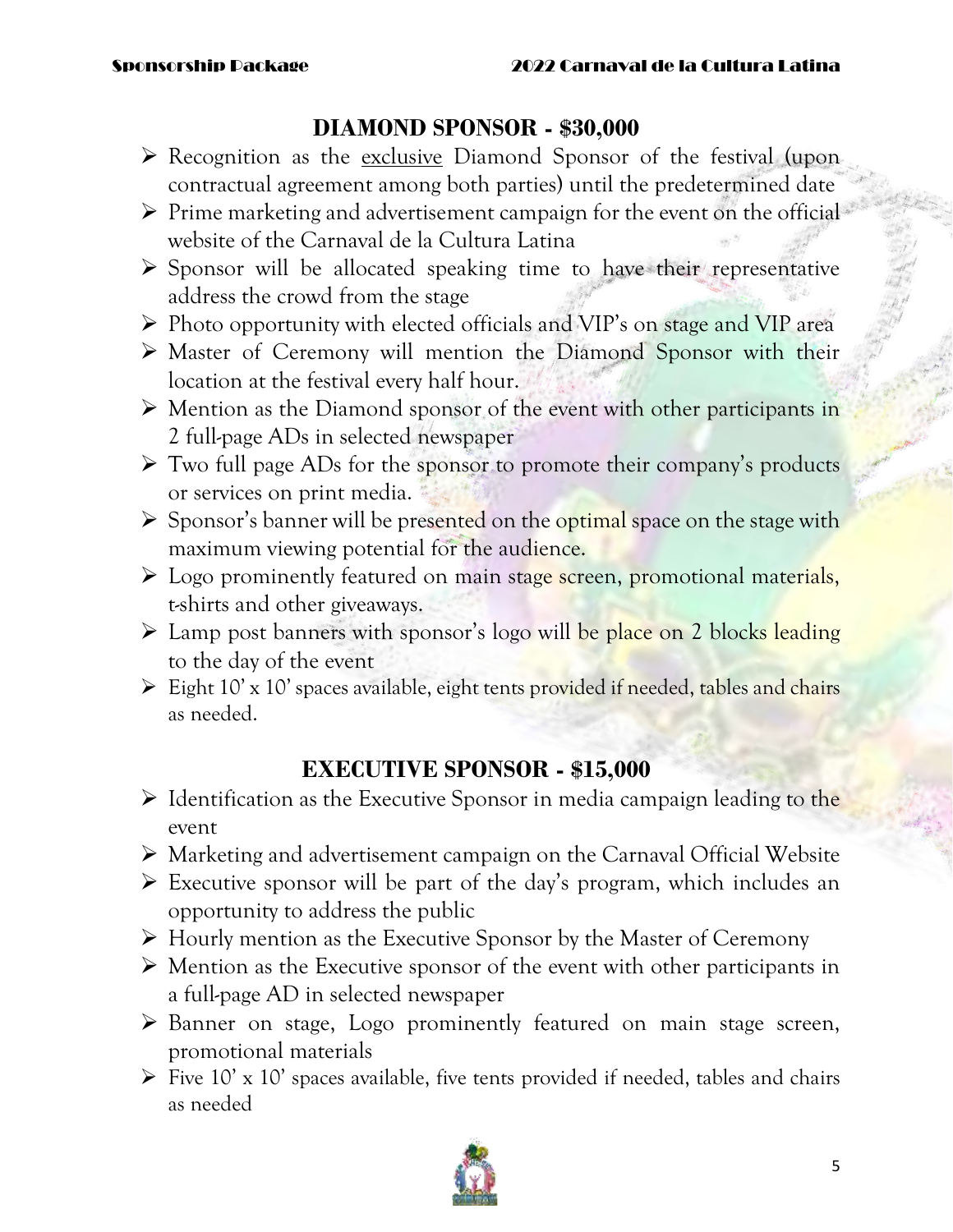## DIAMOND SPONSOR - $30,000

- Recognition as the exclusive Diamond Sponsor of the festival (upon contractual agreement among both parties) until the predetermined date
- Prime marketing and advertisement campaign for the event on the official website of the Carnaval de la Cultura Latina
- Sponsor will be allocated speaking time to have their representative address the crowd from the stage
- Photo opportunity with elected officials and VIP's on stage and VIP area
- Master of Ceremony will mention the Diamond Sponsor with their location at the festival every half hour.
- Mention as the Diamond sponsor of the event with other participants in 2 full-page ADs in selected newspaper
- Two full page ADs for the sponsor to promote their company's products or services on print media.
- Sponsor's banner will be presented on the optimal space on the stage with maximum viewing potential for the audience.
- Logo prominently featured on main stage screen, promotional materials, t-shirts and other giveaways.
- Lamp post banners with sponsor's logo will be place on 2 blocks leading to the day of the event
- Eight 10' x 10' spaces available, eight tents provided if needed, tables and chairs as needed.

## EXECUTIVE SPONSOR - $15,000

- Identification as the Executive Sponsor in media campaign leading to the event
- Marketing and advertisement campaign on the Carnaval Official Website
- Executive sponsor will be part of the day's program, which includes an opportunity to address the public
- Hourly mention as the Executive Sponsor by the Master of Ceremony
- Mention as the Executive sponsor of the event with other participants in a full-page AD in selected newspaper
- Banner on stage, Logo prominently featured on main stage screen, promotional materials
- Five 10' x 10' spaces available, five tents provided if needed, tables and chairs as needed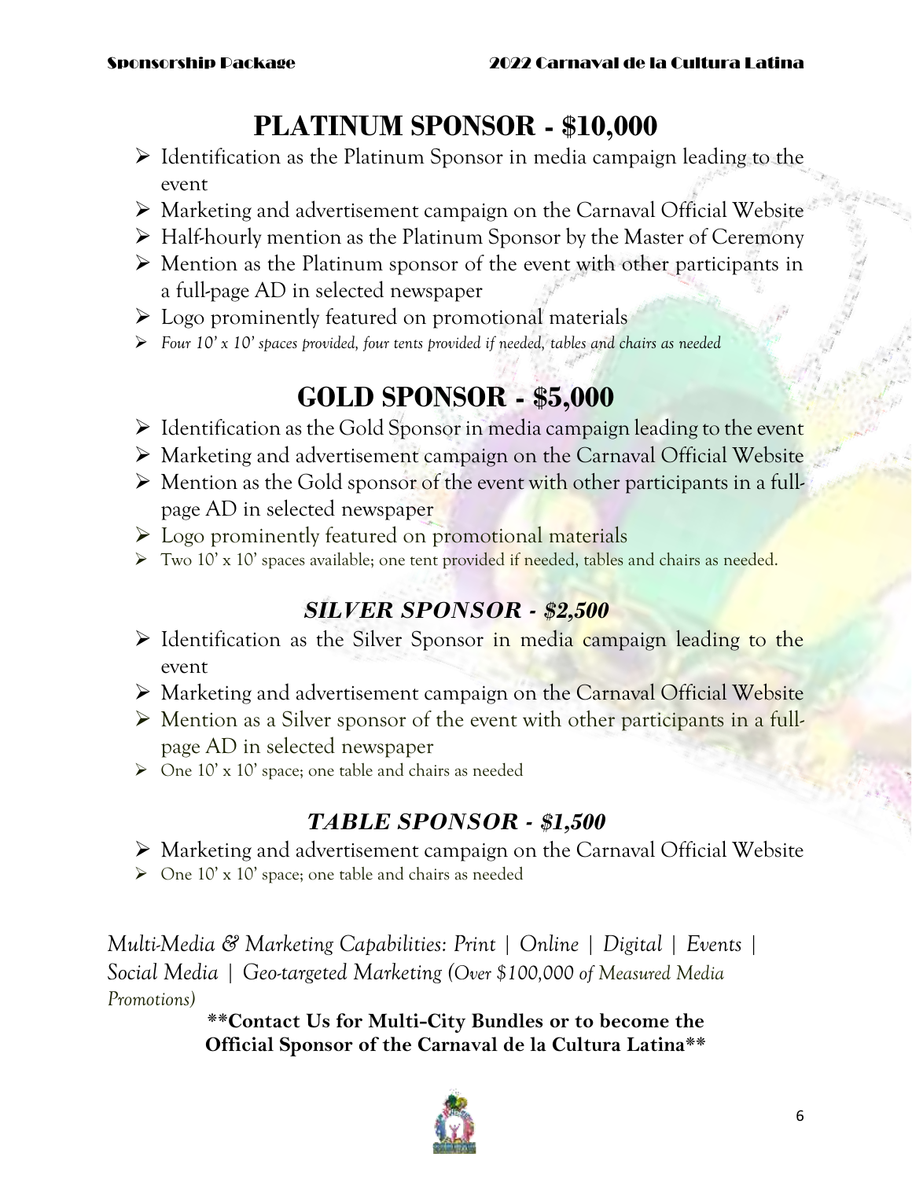# PLATINUM SPONSOR - $10,000

- Identification as the Platinum Sponsor in media campaign leading to the event
- Marketing and advertisement campaign on the Carnaval Official Website
- Half-hourly mention as the Platinum Sponsor by the Master of Ceremony
- Mention as the Platinum sponsor of the event with other participants in a full-page AD in selected newspaper
- Logo prominently featured on promotional materials
- *Four 10' x 10' spaces provided, four tents provided if needed, tables and chairs as needed*

# GOLD SPONSOR - $5,000

- Identification as the Gold Sponsor in media campaign leading to the event
- Marketing and advertisement campaign on the Carnaval Official Website
- Mention as the Gold sponsor of the event with other participants in a full-page AD in selected newspaper
- Logo prominently featured on promotional materials
- Two 10' x 10' spaces available; one tent provided if needed, tables and chairs as needed.

## *SILVER SPONSOR - $2,500*

- Identification as the Silver Sponsor in media campaign leading to the event
- Marketing and advertisement campaign on the Carnaval Official Website
- Mention as a Silver sponsor of the event with other participants in a full-page AD in selected newspaper
- One 10' x 10' space; one table and chairs as needed

## *TABLE SPONSOR - $1,500*

- Marketing and advertisement campaign on the Carnaval Official Website
- One 10' x 10' space; one table and chairs as needed

*Multi-Media & Marketing Capabilities: Print | Online | Digital | Events | Social Media | Geo-targeted Marketing (Over $100,000 of Measured Media Promotions)*

**\*\*Contact Us for Multi-City Bundles or to become the Official Sponsor of the Carnaval de la Cultura Latina\*\***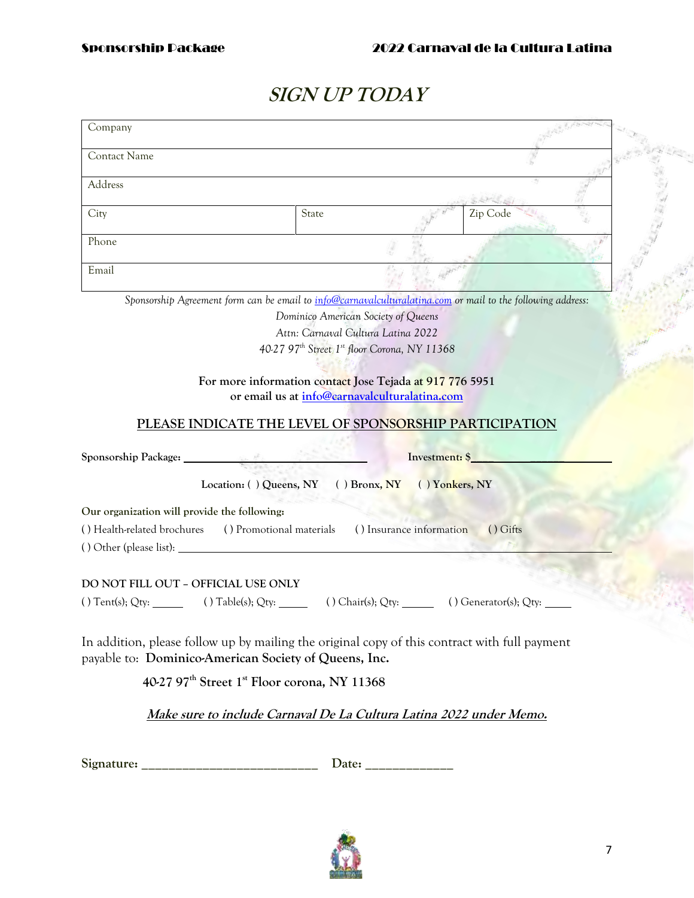# SIGN UP TODAY

| Company | | |
|---|---|---|
| Contact Name | | |
| Address | | |
| City | State | Zip Code |
| Phone | | |
| Email | | |

*Sponsorship Agreement form can be email to info@carnavalculturalatina.com or mail to the following address:*

*Dominico American Society of Queens*

*Attn: Carnaval Cultura Latina 2022*

*40-27 97th Street 1st floor Corona, NY 11368*

**For more information contact Jose Tejada at 917 776 5951**
**or email us at info@carnavalculturalatina.com**

## PLEASE INDICATE THE LEVEL OF SPONSORSHIP PARTICIPATION

**Sponsorship Package:** ______________________ **Investment: $**______________________

**Location: ( ) Queens, NY ( ) Bronx, NY ( ) Yonkers, NY**

**Our organization will provide the following:**

( ) Health-related brochures ( ) Promotional materials ( ) Insurance information ( ) Gifts

( ) Other (please list): ______________________

**DO NOT FILL OUT – OFFICIAL USE ONLY**

( ) Tent(s); Qty: _____ ( ) Table(s); Qty: _____ ( ) Chair(s); Qty: _____ ( ) Generator(s); Qty: _____

In addition, please follow up by mailing the original copy of this contract with full payment payable to: **Dominico-American Society of Queens, Inc.**

**40-27 97th Street 1st Floor corona, NY 11368**

***Make sure to include Carnaval De La Cultura Latina 2022 under Memo.***

**Signature:** ___________________________ **Date:** _____________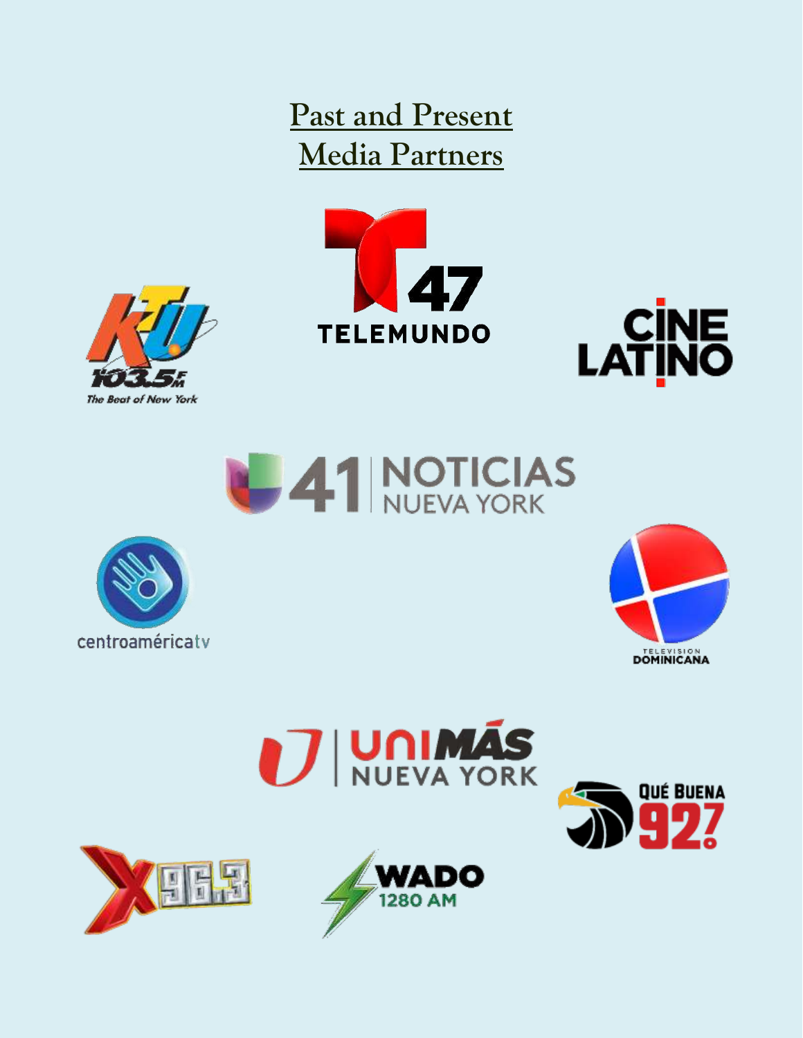# Past and Present Media Partners

KTU 103.5 FM
The Beat of New York

T 47
TELEMUNDO

CINE LATINO

41 NOTICIAS NUEVA YORK

centroaméricatv

TELEVISION DOMINICANA

UNIMÁS NUEVA YORK

QUÉ BUENA 92.7

X 96.3

WADO 1280 AM